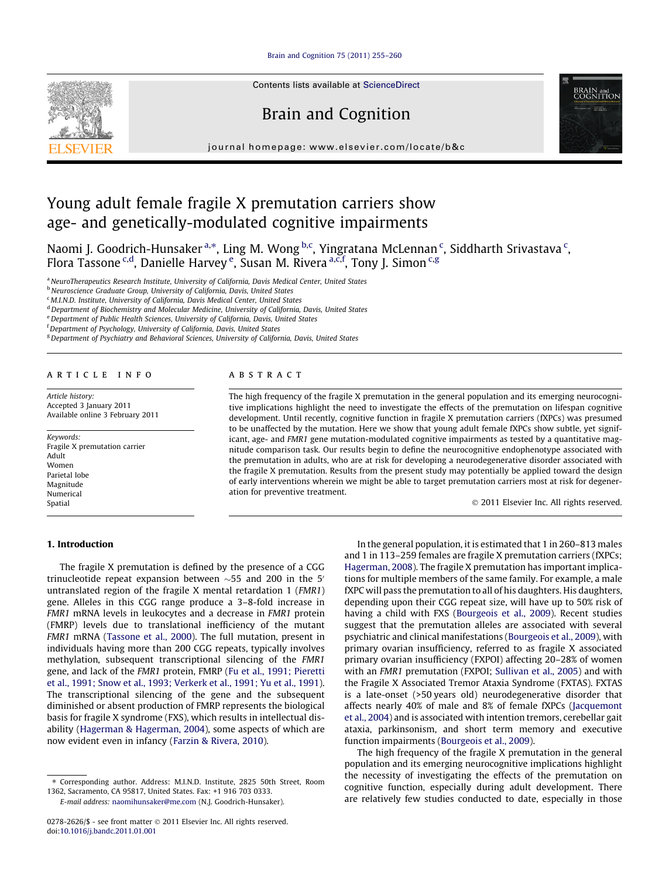# Young adult female fragile X premutation carriers show age- and genetically-modulated cognitive impairments

Naomi J. Goodrich-Hunsaker [a,*], Ling M. Wong [b,c], Yingratana McLennan [c], Siddharth Srivastava [c], Flora Tassone [c,d], Danielle Harvey [e], Susan M. Rivera [a,c,f], Tony J. Simon [c,g]

[a] NeuroTherapeutics Research Institute, University of California, Davis Medical Center, United States
[b] Neuroscience Graduate Group, University of California, Davis, United States
[c] M.I.N.D. Institute, University of California, Davis Medical Center, United States
[d] Department of Biochemistry and Molecular Medicine, University of California, Davis, United States
[e] Department of Public Health Sciences, University of California, Davis, United States
[f] Department of Psychology, University of California, Davis, United States
[g] Department of Psychiatry and Behavioral Sciences, University of California, Davis, United States

## ARTICLE INFO

*Article history:*
Accepted 3 January 2011
Available online 3 February 2011

*Keywords:*
Fragile X premutation carrier
Adult
Women
Parietal lobe
Magnitude
Numerical
Spatial

## ABSTRACT

The high frequency of the fragile X premutation in the general population and its emerging neurocognitive implications highlight the need to investigate the effects of the premutation on lifespan cognitive development. Until recently, cognitive function in fragile X premutation carriers (fXPCs) was presumed to be unaffected by the mutation. Here we show that young adult female fXPCs show subtle, yet significant, age- and *FMR1* gene mutation-modulated cognitive impairments as tested by a quantitative magnitude comparison task. Our results begin to define the neurocognitive endophenotype associated with the premutation in adults, who are at risk for developing a neurodegenerative disorder associated with the fragile X premutation. Results from the present study may potentially be applied toward the design of early interventions wherein we might be able to target premutation carriers most at risk for degeneration for preventive treatment.

© 2011 Elsevier Inc. All rights reserved.

## 1. Introduction

The fragile X premutation is defined by the presence of a CGG trinucleotide repeat expansion between ~55 and 200 in the 5′ untranslated region of the fragile X mental retardation 1 (*FMR1*) gene. Alleles in this CGG range produce a 3–8-fold increase in *FMR1* mRNA levels in leukocytes and a decrease in *FMR1* protein (FMRP) levels due to translational inefficiency of the mutant *FMR1* mRNA (Tassone et al., 2000). The full mutation, present in individuals having more than 200 CGG repeats, typically involves methylation, subsequent transcriptional silencing of the *FMR1* gene, and lack of the *FMR1* protein, FMRP (Fu et al., 1991; Pieretti et al., 1991; Snow et al., 1993; Verkerk et al., 1991; Yu et al., 1991). The transcriptional silencing of the gene and the subsequent diminished or absent production of FMRP represents the biological basis for fragile X syndrome (FXS), which results in intellectual disability (Hagerman & Hagerman, 2004), some aspects of which are now evident even in infancy (Farzin & Rivera, 2010).

In the general population, it is estimated that 1 in 260–813 males and 1 in 113–259 females are fragile X premutation carriers (fXPCs; Hagerman, 2008). The fragile X premutation has important implications for multiple members of the same family. For example, a male fXPC will pass the premutation to all of his daughters. His daughters, depending upon their CGG repeat size, will have up to 50% risk of having a child with FXS (Bourgeois et al., 2009). Recent studies suggest that the premutation alleles are associated with several psychiatric and clinical manifestations (Bourgeois et al., 2009), with primary ovarian insufficiency, referred to as fragile X associated primary ovarian insufficiency (FXPOI) affecting 20–28% of women with an *FMR1* premutation (FXPOI; Sullivan et al., 2005) and with the Fragile X Associated Tremor Ataxia Syndrome (FXTAS). FXTAS is a late-onset (>50 years old) neurodegenerative disorder that affects nearly 40% of male and 8% of female fXPCs (Jacquemont et al., 2004) and is associated with intention tremors, cerebellar gait ataxia, parkinsonism, and short term memory and executive function impairments (Bourgeois et al., 2009).

The high frequency of the fragile X premutation in the general population and its emerging neurocognitive implications highlight the necessity of investigating the effects of the premutation on cognitive function, especially during adult development. There are relatively few studies conducted to date, especially in those

* Corresponding author. Address: M.I.N.D. Institute, 2825 50th Street, Room 1362, Sacramento, CA 95817, United States. Fax: +1 916 703 0333.
E-mail address: naomihunsaker@me.com (N.J. Goodrich-Hunsaker).

0278-2626/$ - see front matter © 2011 Elsevier Inc. All rights reserved.
doi:10.1016/j.bandc.2011.01.001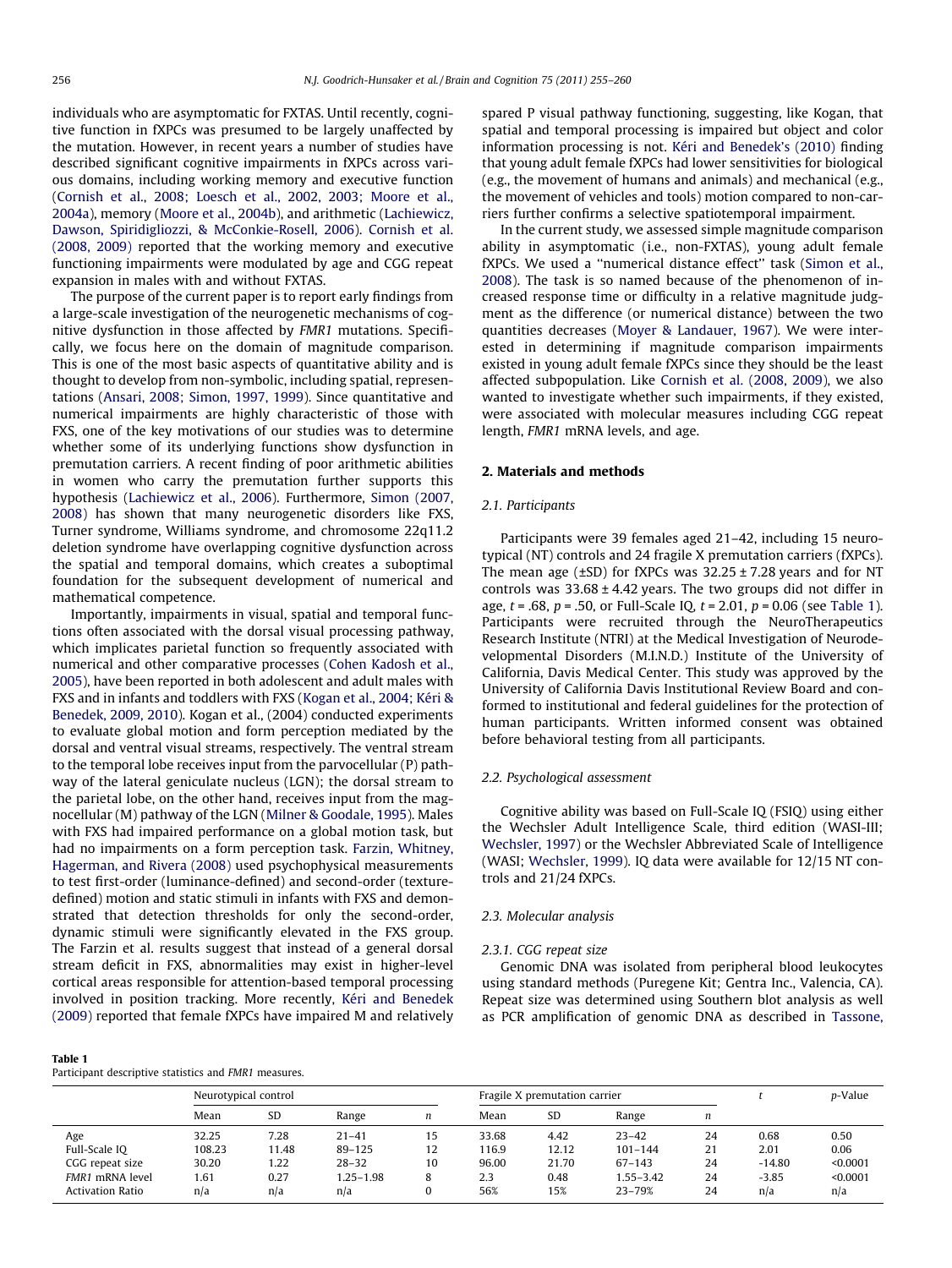individuals who are asymptomatic for FXTAS. Until recently, cognitive function in fXPCs was presumed to be largely unaffected by the mutation. However, in recent years a number of studies have described significant cognitive impairments in fXPCs across various domains, including working memory and executive function (Cornish et al., 2008; Loesch et al., 2002, 2003; Moore et al., 2004a), memory (Moore et al., 2004b), and arithmetic (Lachiewicz, Dawson, Spiridigliozzi, & McConkie-Rosell, 2006). Cornish et al. (2008, 2009) reported that the working memory and executive functioning impairments were modulated by age and CGG repeat expansion in males with and without FXTAS.

The purpose of the current paper is to report early findings from a large-scale investigation of the neurogenetic mechanisms of cognitive dysfunction in those affected by *FMR1* mutations. Specifically, we focus here on the domain of magnitude comparison. This is one of the most basic aspects of quantitative ability and is thought to develop from non-symbolic, including spatial, representations (Ansari, 2008; Simon, 1997, 1999). Since quantitative and numerical impairments are highly characteristic of those with FXS, one of the key motivations of our studies was to determine whether some of its underlying functions show dysfunction in premutation carriers. A recent finding of poor arithmetic abilities in women who carry the premutation further supports this hypothesis (Lachiewicz et al., 2006). Furthermore, Simon (2007, 2008) has shown that many neurogenetic disorders like FXS, Turner syndrome, Williams syndrome, and chromosome 22q11.2 deletion syndrome have overlapping cognitive dysfunction across the spatial and temporal domains, which creates a suboptimal foundation for the subsequent development of numerical and mathematical competence.

Importantly, impairments in visual, spatial and temporal functions often associated with the dorsal visual processing pathway, which implicates parietal function so frequently associated with numerical and other comparative processes (Cohen Kadosh et al., 2005), have been reported in both adolescent and adult males with FXS and in infants and toddlers with FXS (Kogan et al., 2004; Kéri & Benedek, 2009, 2010). Kogan et al., (2004) conducted experiments to evaluate global motion and form perception mediated by the dorsal and ventral visual streams, respectively. The ventral stream to the temporal lobe receives input from the parvocellular (P) pathway of the lateral geniculate nucleus (LGN); the dorsal stream to the parietal lobe, on the other hand, receives input from the magnocellular (M) pathway of the LGN (Milner & Goodale, 1995). Males with FXS had impaired performance on a global motion task, but had no impairments on a form perception task. Farzin, Whitney, Hagerman, and Rivera (2008) used psychophysical measurements to test first-order (luminance-defined) and second-order (texture-defined) motion and static stimuli in infants with FXS and demonstrated that detection thresholds for only the second-order, dynamic stimuli were significantly elevated in the FXS group. The Farzin et al. results suggest that instead of a general dorsal stream deficit in FXS, abnormalities may exist in higher-level cortical areas responsible for attention-based temporal processing involved in position tracking. More recently, Kéri and Benedek (2009) reported that female fXPCs have impaired M and relatively spared P visual pathway functioning, suggesting, like Kogan, that spatial and temporal processing is impaired but object and color information processing is not. Kéri and Benedek's (2010) finding that young adult female fXPCs had lower sensitivities for biological (e.g., the movement of humans and animals) and mechanical (e.g., the movement of vehicles and tools) motion compared to non-carriers further confirms a selective spatiotemporal impairment.

In the current study, we assessed simple magnitude comparison ability in asymptomatic (i.e., non-FXTAS), young adult female fXPCs. We used a "numerical distance effect" task (Simon et al., 2008). The task is so named because of the phenomenon of increased response time or difficulty in a relative magnitude judgment as the difference (or numerical distance) between the two quantities decreases (Moyer & Landauer, 1967). We were interested in determining if magnitude comparison impairments existed in young adult female fXPCs since they should be the least affected subpopulation. Like Cornish et al. (2008, 2009), we also wanted to investigate whether such impairments, if they existed, were associated with molecular measures including CGG repeat length, *FMR1* mRNA levels, and age.

## 2. Materials and methods

### 2.1. Participants

Participants were 39 females aged 21–42, including 15 neurotypical (NT) controls and 24 fragile X premutation carriers (fXPCs). The mean age (±SD) for fXPCs was 32.25 ± 7.28 years and for NT controls was 33.68 ± 4.42 years. The two groups did not differ in age, $t = .68$, $p = .50$, or Full-Scale IQ, $t = 2.01$, $p = 0.06$ (see Table 1). Participants were recruited through the NeuroTherapeutics Research Institute (NTRI) at the Medical Investigation of Neurodevelopmental Disorders (M.I.N.D.) Institute of the University of California, Davis Medical Center. This study was approved by the University of California Davis Institutional Review Board and conformed to institutional and federal guidelines for the protection of human participants. Written informed consent was obtained before behavioral testing from all participants.

### 2.2. Psychological assessment

Cognitive ability was based on Full-Scale IQ (FSIQ) using either the Wechsler Adult Intelligence Scale, third edition (WASI-III; Wechsler, 1997) or the Wechsler Abbreviated Scale of Intelligence (WASI; Wechsler, 1999). IQ data were available for 12/15 NT controls and 21/24 fXPCs.

### 2.3. Molecular analysis

#### 2.3.1. CGG repeat size

Genomic DNA was isolated from peripheral blood leukocytes using standard methods (Puregene Kit; Gentra Inc., Valencia, CA). Repeat size was determined using Southern blot analysis as well as PCR amplification of genomic DNA as described in Tassone,

**Table 1**
Participant descriptive statistics and *FMR1* measures.

| | Neurotypical control | | | | Fragile X premutation carrier | | | | $t$ | $p$-Value |
|---|---|---|---|---|---|---|---|---|---|---|
| | Mean | SD | Range | $n$ | Mean | SD | Range | $n$ | | |
| Age | 32.25 | 7.28 | 21–41 | 15 | 33.68 | 4.42 | 23–42 | 24 | 0.68 | 0.50 |
| Full-Scale IQ | 108.23 | 11.48 | 89–125 | 12 | 116.9 | 12.12 | 101–144 | 21 | 2.01 | 0.06 |
| CGG repeat size | 30.20 | 1.22 | 28–32 | 10 | 96.00 | 21.70 | 67–143 | 24 | -14.80 | <0.0001 |
| *FMR1* mRNA level | 1.61 | 0.27 | 1.25–1.98 | 8 | 2.3 | 0.48 | 1.55–3.42 | 24 | -3.85 | <0.0001 |
| Activation Ratio | n/a | n/a | n/a | 0 | 56% | 15% | 23–79% | 24 | n/a | n/a |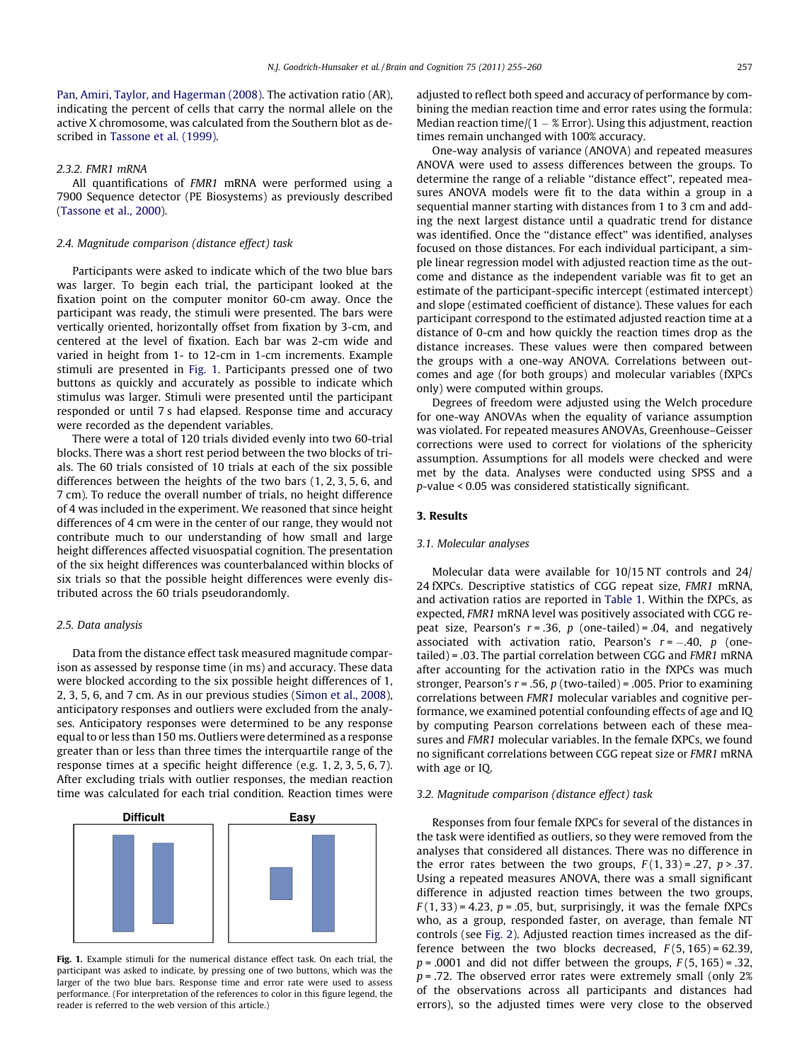Pan, Amiri, Taylor, and Hagerman (2008). The activation ratio (AR), indicating the percent of cells that carry the normal allele on the active X chromosome, was calculated from the Southern blot as described in Tassone et al. (1999).

#### 2.3.2. FMR1 mRNA

All quantifications of *FMR1* mRNA were performed using a 7900 Sequence detector (PE Biosystems) as previously described (Tassone et al., 2000).

### 2.4. Magnitude comparison (distance effect) task

Participants were asked to indicate which of the two blue bars was larger. To begin each trial, the participant looked at the fixation point on the computer monitor 60-cm away. Once the participant was ready, the stimuli were presented. The bars were vertically oriented, horizontally offset from fixation by 3-cm, and centered at the level of fixation. Each bar was 2-cm wide and varied in height from 1- to 12-cm in 1-cm increments. Example stimuli are presented in Fig. 1. Participants pressed one of two buttons as quickly and accurately as possible to indicate which stimulus was larger. Stimuli were presented until the participant responded or until 7 s had elapsed. Response time and accuracy were recorded as the dependent variables.

There were a total of 120 trials divided evenly into two 60-trial blocks. There was a short rest period between the two blocks of trials. The 60 trials consisted of 10 trials at each of the six possible differences between the heights of the two bars (1, 2, 3, 5, 6, and 7 cm). To reduce the overall number of trials, no height difference of 4 was included in the experiment. We reasoned that since height differences of 4 cm were in the center of our range, they would not contribute much to our understanding of how small and large height differences affected visuospatial cognition. The presentation of the six height differences was counterbalanced within blocks of six trials so that the possible height differences were evenly distributed across the 60 trials pseudorandomly.

### 2.5. Data analysis

Data from the distance effect task measured magnitude comparison as assessed by response time (in ms) and accuracy. These data were blocked according to the six possible height differences of 1, 2, 3, 5, 6, and 7 cm. As in our previous studies (Simon et al., 2008), anticipatory responses and outliers were excluded from the analyses. Anticipatory responses were determined to be any response equal to or less than 150 ms. Outliers were determined as a response greater than or less than three times the interquartile range of the response times at a specific height difference (e.g. 1, 2, 3, 5, 6, 7). After excluding trials with outlier responses, the median reaction time was calculated for each trial condition. Reaction times were adjusted to reflect both speed and accuracy of performance by combining the median reaction time and error rates using the formula: Median reaction time/(1 − % Error). Using this adjustment, reaction times remain unchanged with 100% accuracy.

One-way analysis of variance (ANOVA) and repeated measures ANOVA were used to assess differences between the groups. To determine the range of a reliable "distance effect", repeated measures ANOVA models were fit to the data within a group in a sequential manner starting with distances from 1 to 3 cm and adding the next largest distance until a quadratic trend for distance was identified. Once the "distance effect" was identified, analyses focused on those distances. For each individual participant, a simple linear regression model with adjusted reaction time as the outcome and distance as the independent variable was fit to get an estimate of the participant-specific intercept (estimated intercept) and slope (estimated coefficient of distance). These values for each participant correspond to the estimated adjusted reaction time at a distance of 0-cm and how quickly the reaction times drop as the distance increases. These values were then compared between the groups with a one-way ANOVA. Correlations between outcomes and age (for both groups) and molecular variables (fXPCs only) were computed within groups.

Degrees of freedom were adjusted using the Welch procedure for one-way ANOVAs when the equality of variance assumption was violated. For repeated measures ANOVAs, Greenhouse–Geisser corrections were used to correct for violations of the sphericity assumption. Assumptions for all models were checked and were met by the data. Analyses were conducted using SPSS and a $p$-value < 0.05 was considered statistically significant.

## 3. Results

### 3.1. Molecular analyses

Molecular data were available for 10/15 NT controls and 24/24 fXPCs. Descriptive statistics of CGG repeat size, *FMR1* mRNA, and activation ratios are reported in Table 1. Within the fXPCs, as expected, *FMR1* mRNA level was positively associated with CGG repeat size, Pearson's $r = .36$, $p$ (one-tailed) = .04, and negatively associated with activation ratio, Pearson's $r = -.40$, $p$ (one-tailed) = .03. The partial correlation between CGG and *FMR1* mRNA after accounting for the activation ratio in the fXPCs was much stronger, Pearson's $r = .56$, $p$ (two-tailed) = .005. Prior to examining correlations between *FMR1* molecular variables and cognitive performance, we examined potential confounding effects of age and IQ by computing Pearson correlations between each of these measures and *FMR1* molecular variables. In the female fXPCs, we found no significant correlations between CGG repeat size or *FMR1* mRNA with age or IQ.

### 3.2. Magnitude comparison (distance effect) task

Responses from four female fXPCs for several of the distances in the task were identified as outliers, so they were removed from the analyses that considered all distances. There was no difference in the error rates between the two groups, $F(1, 33) = .27$, $p > .37$. Using a repeated measures ANOVA, there was a small significant difference in adjusted reaction times between the two groups, $F(1, 33) = 4.23$, $p = .05$, but, surprisingly, it was the female fXPCs who, as a group, responded faster, on average, than female NT controls (see Fig. 2). Adjusted reaction times increased as the difference between the two blocks decreased, $F(5, 165) = 62.39$, $p = .0001$ and did not differ between the groups, $F(5, 165) = .32$, $p = .72$. The observed error rates were extremely small (only 2% of the observations across all participants and distances had errors), so the adjusted times were very close to the observed

**Fig. 1.** Example stimuli for the numerical distance effect task. On each trial, the participant was asked to indicate, by pressing one of two buttons, which was the larger of the two blue bars. Response time and error rate were used to assess performance. (For interpretation of the references to color in this figure legend, the reader is referred to the web version of this article.)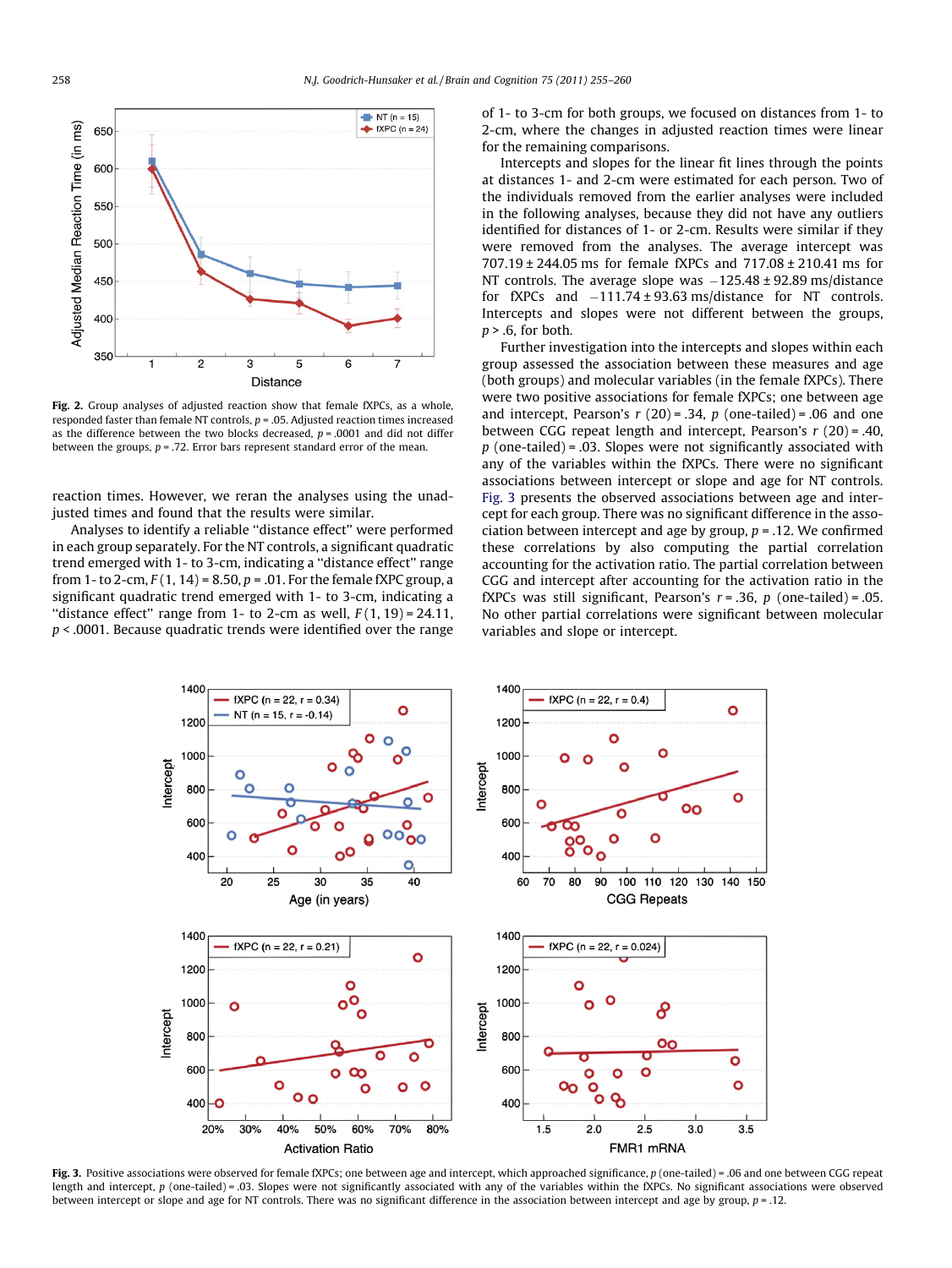Fig. 2. Group analyses of adjusted reaction show that female fXPCs, as a whole, responded faster than female NT controls, $p = .05$. Adjusted reaction times increased as the difference between the two blocks decreased, $p = .0001$ and did not differ between the groups, $p = .72$. Error bars represent standard error of the mean.

reaction times. However, we reran the analyses using the unadjusted times and found that the results were similar.

Analyses to identify a reliable "distance effect" were performed in each group separately. For the NT controls, a significant quadratic trend emerged with 1- to 3-cm, indicating a "distance effect" range from 1- to 2-cm, $F(1, 14) = 8.50$, $p = .01$. For the female fXPC group, a significant quadratic trend emerged with 1- to 3-cm, indicating a "distance effect" range from 1- to 2-cm as well, $F(1, 19) = 24.11$, $p < .0001$. Because quadratic trends were identified over the range of 1- to 3-cm for both groups, we focused on distances from 1- to 2-cm, where the changes in adjusted reaction times were linear for the remaining comparisons.

Intercepts and slopes for the linear fit lines through the points at distances 1- and 2-cm were estimated for each person. Two of the individuals removed from the earlier analyses were included in the following analyses, because they did not have any outliers identified for distances of 1- or 2-cm. Results were similar if they were removed from the analyses. The average intercept was 707.19 ± 244.05 ms for female fXPCs and 717.08 ± 210.41 ms for NT controls. The average slope was −125.48 ± 92.89 ms/distance for fXPCs and −111.74 ± 93.63 ms/distance for NT controls. Intercepts and slopes were not different between the groups, $p > .6$, for both.

Further investigation into the intercepts and slopes within each group assessed the association between these measures and age (both groups) and molecular variables (in the female fXPCs). There were two positive associations for female fXPCs; one between age and intercept, Pearson's $r(20) = .34$, $p$ (one-tailed) = .06 and one between CGG repeat length and intercept, Pearson's $r(20) = .40$, $p$ (one-tailed) = .03. Slopes were not significantly associated with any of the variables within the fXPCs. There were no significant associations between intercept or slope and age for NT controls. Fig. 3 presents the observed associations between age and intercept for each group. There was no significant difference in the association between intercept and age by group, $p = .12$. We confirmed these correlations by also computing the partial correlation accounting for the activation ratio. The partial correlation between CGG and intercept after accounting for the activation ratio in the fXPCs was still significant, Pearson's $r = .36$, $p$ (one-tailed) = .05. No other partial correlations were significant between molecular variables and slope or intercept.

Fig. 3. Positive associations were observed for female fXPCs; one between age and intercept, which approached significance, $p$ (one-tailed) = .06 and one between CGG repeat length and intercept, $p$ (one-tailed) = .03. Slopes were not significantly associated with any of the variables within the fXPCs. No significant associations were observed between intercept or slope and age for NT controls. There was no significant difference in the association between intercept and age by group, $p = .12$.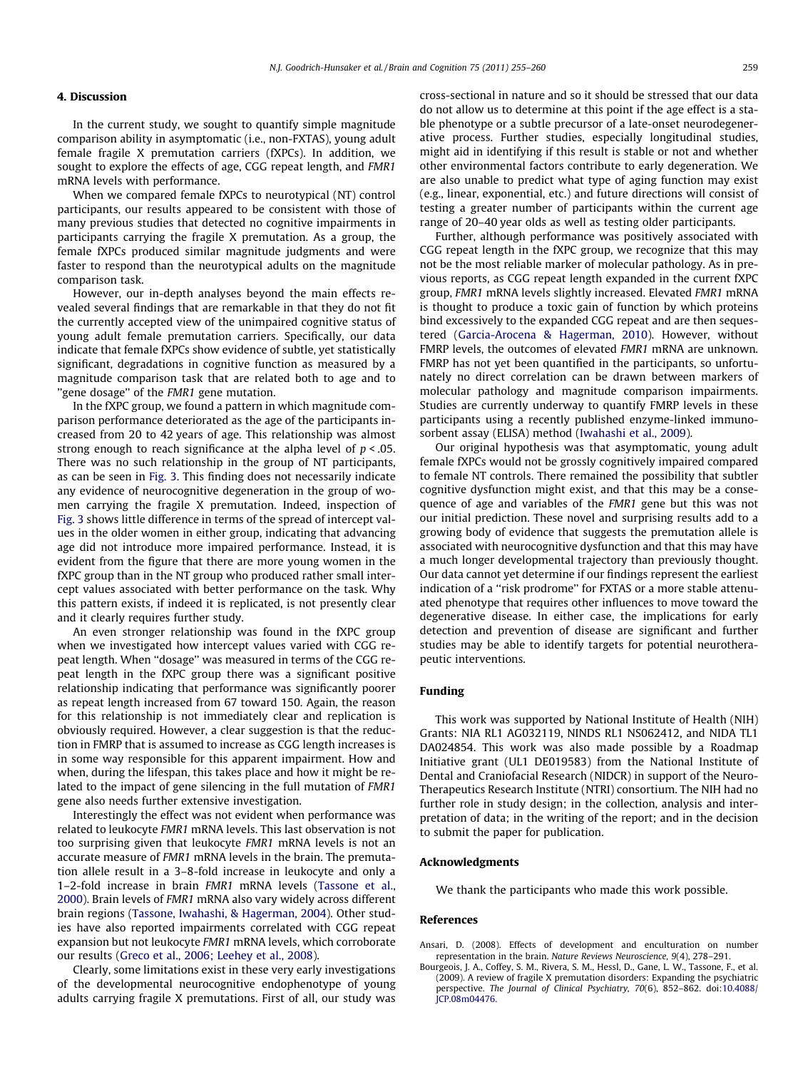## 4. Discussion

In the current study, we sought to quantify simple magnitude comparison ability in asymptomatic (i.e., non-FXTAS), young adult female fragile X premutation carriers (fXPCs). In addition, we sought to explore the effects of age, CGG repeat length, and *FMR1* mRNA levels with performance.

When we compared female fXPCs to neurotypical (NT) control participants, our results appeared to be consistent with those of many previous studies that detected no cognitive impairments in participants carrying the fragile X premutation. As a group, the female fXPCs produced similar magnitude judgments and were faster to respond than the neurotypical adults on the magnitude comparison task.

However, our in-depth analyses beyond the main effects revealed several findings that are remarkable in that they do not fit the currently accepted view of the unimpaired cognitive status of young adult female premutation carriers. Specifically, our data indicate that female fXPCs show evidence of subtle, yet statistically significant, degradations in cognitive function as measured by a magnitude comparison task that are related both to age and to "gene dosage" of the *FMR1* gene mutation.

In the fXPC group, we found a pattern in which magnitude comparison performance deteriorated as the age of the participants increased from 20 to 42 years of age. This relationship was almost strong enough to reach significance at the alpha level of $p < .05$. There was no such relationship in the group of NT participants, as can be seen in Fig. 3. This finding does not necessarily indicate any evidence of neurocognitive degeneration in the group of women carrying the fragile X premutation. Indeed, inspection of Fig. 3 shows little difference in terms of the spread of intercept values in the older women in either group, indicating that advancing age did not introduce more impaired performance. Instead, it is evident from the figure that there are more young women in the fXPC group than in the NT group who produced rather small intercept values associated with better performance on the task. Why this pattern exists, if indeed it is replicated, is not presently clear and it clearly requires further study.

An even stronger relationship was found in the fXPC group when we investigated how intercept values varied with CGG repeat length. When "dosage" was measured in terms of the CGG repeat length in the fXPC group there was a significant positive relationship indicating that performance was significantly poorer as repeat length increased from 67 toward 150. Again, the reason for this relationship is not immediately clear and replication is obviously required. However, a clear suggestion is that the reduction in FMRP that is assumed to increase as CGG length increases is in some way responsible for this apparent impairment. How and when, during the lifespan, this takes place and how it might be related to the impact of gene silencing in the full mutation of *FMR1* gene also needs further extensive investigation.

Interestingly the effect was not evident when performance was related to leukocyte *FMR1* mRNA levels. This last observation is not too surprising given that leukocyte *FMR1* mRNA levels is not an accurate measure of *FMR1* mRNA levels in the brain. The premutation allele result in a 3–8-fold increase in leukocyte and only a 1–2-fold increase in brain *FMR1* mRNA levels (Tassone et al., 2000). Brain levels of *FMR1* mRNA also vary widely across different brain regions (Tassone, Iwahashi, & Hagerman, 2004). Other studies have also reported impairments correlated with CGG repeat expansion but not leukocyte *FMR1* mRNA levels, which corroborate our results (Greco et al., 2006; Leehey et al., 2008).

Clearly, some limitations exist in these very early investigations of the developmental neurocognitive endophenotype of young adults carrying fragile X premutations. First of all, our study was cross-sectional in nature and so it should be stressed that our data do not allow us to determine at this point if the age effect is a stable phenotype or a subtle precursor of a late-onset neurodegenerative process. Further studies, especially longitudinal studies, might aid in identifying if this result is stable or not and whether other environmental factors contribute to early degeneration. We are also unable to predict what type of aging function may exist (e.g., linear, exponential, etc.) and future directions will consist of testing a greater number of participants within the current age range of 20–40 year olds as well as testing older participants.

Further, although performance was positively associated with CGG repeat length in the fXPC group, we recognize that this may not be the most reliable marker of molecular pathology. As in previous reports, as CGG repeat length expanded in the current fXPC group, *FMR1* mRNA levels slightly increased. Elevated *FMR1* mRNA is thought to produce a toxic gain of function by which proteins bind excessively to the expanded CGG repeat and are then sequestered (Garcia-Arocena & Hagerman, 2010). However, without FMRP levels, the outcomes of elevated *FMR1* mRNA are unknown. FMRP has not yet been quantified in the participants, so unfortunately no direct correlation can be drawn between markers of molecular pathology and magnitude comparison impairments. Studies are currently underway to quantify FMRP levels in these participants using a recently published enzyme-linked immunosorbent assay (ELISA) method (Iwahashi et al., 2009).

Our original hypothesis was that asymptomatic, young adult female fXPCs would not be grossly cognitively impaired compared to female NT controls. There remained the possibility that subtler cognitive dysfunction might exist, and that this may be a consequence of age and variables of the *FMR1* gene but this was not our initial prediction. These novel and surprising results add to a growing body of evidence that suggests the premutation allele is associated with neurocognitive dysfunction and that this may have a much longer developmental trajectory than previously thought. Our data cannot yet determine if our findings represent the earliest indication of a "risk prodrome" for FXTAS or a more stable attenuated phenotype that requires other influences to move toward the degenerative disease. In either case, the implications for early detection and prevention of disease are significant and further studies may be able to identify targets for potential neurotherapeutic interventions.

## Funding

This work was supported by National Institute of Health (NIH) Grants: NIA RL1 AG032119, NINDS RL1 NS062412, and NIDA TL1 DA024854. This work was also made possible by a Roadmap Initiative grant (UL1 DE019583) from the National Institute of Dental and Craniofacial Research (NIDCR) in support of the Neuro-Therapeutics Research Institute (NTRI) consortium. The NIH had no further role in study design; in the collection, analysis and interpretation of data; in the writing of the report; and in the decision to submit the paper for publication.

## Acknowledgments

We thank the participants who made this work possible.

## References

Ansari, D. (2008). Effects of development and enculturation on number representation in the brain. *Nature Reviews Neuroscience, 9*(4), 278–291.

Bourgeois, J. A., Coffey, S. M., Rivera, S. M., Hessl, D., Gane, L. W., Tassone, F., et al. (2009). A review of fragile X premutation disorders: Expanding the psychiatric perspective. *The Journal of Clinical Psychiatry, 70*(6), 852–862. doi:10.4088/JCP.08m04476.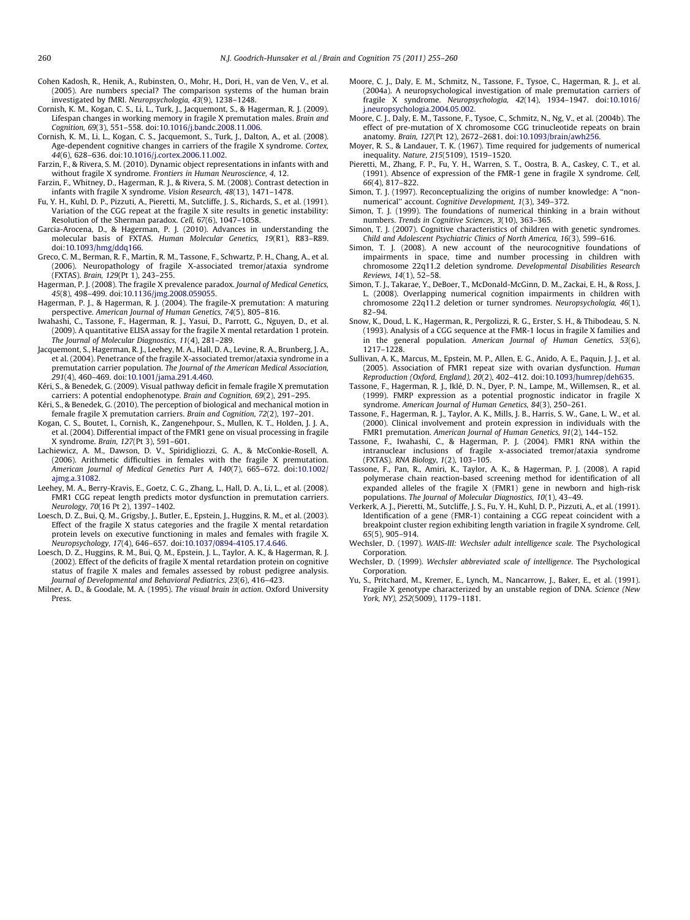Cohen Kadosh, R., Henik, A., Rubinsten, O., Mohr, H., Dori, H., van de Ven, V., et al. (2005). Are numbers special? The comparison systems of the human brain investigated by fMRI. *Neuropsychologia, 43*(9), 1238–1248.

Cornish, K. M., Kogan, C. S., Li, L., Turk, J., Jacquemont, S., & Hagerman, R. J. (2009). Lifespan changes in working memory in fragile X premutation males. *Brain and Cognition, 69*(3), 551–558. doi:10.1016/j.bandc.2008.11.006.

Cornish, K. M., Li, L., Kogan, C. S., Jacquemont, S., Turk, J., Dalton, A., et al. (2008). Age-dependent cognitive changes in carriers of the fragile X syndrome. *Cortex, 44*(6), 628–636. doi:10.1016/j.cortex.2006.11.002.

Farzin, F., & Rivera, S. M. (2010). Dynamic object representations in infants with and without fragile X syndrome. *Frontiers in Human Neuroscience, 4*, 12.

Farzin, F., Whitney, D., Hagerman, R. J., & Rivera, S. M. (2008). Contrast detection in infants with fragile X syndrome. *Vision Research, 48*(13), 1471–1478.

Fu, Y. H., Kuhl, D. P., Pizzuti, A., Pieretti, M., Sutcliffe, J. S., Richards, S., et al. (1991). Variation of the CGG repeat at the fragile X site results in genetic instability: Resolution of the Sherman paradox. *Cell, 67*(6), 1047–1058.

Garcia-Arocena, D., & Hagerman, P. J. (2010). Advances in understanding the molecular basis of FXTAS. *Human Molecular Genetics, 19*(R1), R83–R89. doi:10.1093/hmg/ddq166.

Greco, C. M., Berman, R. F., Martin, R. M., Tassone, F., Schwartz, P. H., Chang, A., et al. (2006). Neuropathology of fragile X-associated tremor/ataxia syndrome (FXTAS). *Brain, 129*(Pt 1), 243–255.

Hagerman, P. J. (2008). The fragile X prevalence paradox. *Journal of Medical Genetics, 45*(8), 498–499. doi:10.1136/jmg.2008.059055.

Hagerman, P. J., & Hagerman, R. J. (2004). The fragile-X premutation: A maturing perspective. *American Journal of Human Genetics, 74*(5), 805–816.

Iwahashi, C., Tassone, F., Hagerman, R. J., Yasui, D., Parrott, G., Nguyen, D., et al. (2009). A quantitative ELISA assay for the fragile X mental retardation 1 protein. *The Journal of Molecular Diagnostics, 11*(4), 281–289.

Jacquemont, S., Hagerman, R. J., Leehey, M. A., Hall, D. A., Levine, R. A., Brunberg, J. A., et al. (2004). Penetrance of the fragile X-associated tremor/ataxia syndrome in a premutation carrier population. *The Journal of the American Medical Association, 291*(4), 460–469. doi:10.1001/jama.291.4.460.

Kéri, S., & Benedek, G. (2009). Visual pathway deficit in female fragile X premutation carriers: A potential endophenotype. *Brain and Cognition, 69*(2), 291–295.

Kéri, S., & Benedek, G. (2010). The perception of biological and mechanical motion in female fragile X premutation carriers. *Brain and Cognition, 72*(2), 197–201.

Kogan, C. S., Boutet, I., Cornish, K., Zangenehpour, S., Mullen, K. T., Holden, J. J. A., et al. (2004). Differential impact of the FMR1 gene on visual processing in fragile X syndrome. *Brain, 127*(Pt 3), 591–601.

Lachiewicz, A. M., Dawson, D. V., Spiridigliozzi, G. A., & McConkie-Rosell, A. (2006). Arithmetic difficulties in females with the fragile X premutation. *American Journal of Medical Genetics Part A, 140*(7), 665–672. doi:10.1002/ajmg.a.31082.

Leehey, M. A., Berry-Kravis, E., Goetz, C. G., Zhang, L., Hall, D. A., Li, L., et al. (2008). FMR1 CGG repeat length predicts motor dysfunction in premutation carriers. *Neurology, 70*(16 Pt 2), 1397–1402.

Loesch, D. Z., Bui, Q. M., Grigsby, J., Butler, E., Epstein, J., Huggins, R. M., et al. (2003). Effect of the fragile X status categories and the fragile X mental retardation protein levels on executive functioning in males and females with fragile X. *Neuropsychology, 17*(4), 646–657. doi:10.1037/0894-4105.17.4.646.

Loesch, D. Z., Huggins, R. M., Bui, Q. M., Epstein, J. L., Taylor, A. K., & Hagerman, R. J. (2002). Effect of the deficits of fragile X mental retardation protein on cognitive status of fragile X males and females assessed by robust pedigree analysis. *Journal of Developmental and Behavioral Pediatrics, 23*(6), 416–423.

Milner, A. D., & Goodale, M. A. (1995). *The visual brain in action*. Oxford University Press.

Moore, C. J., Daly, E. M., Schmitz, N., Tassone, F., Tysoe, C., Hagerman, R. J., et al. (2004a). A neuropsychological investigation of male premutation carriers of fragile X syndrome. *Neuropsychologia, 42*(14), 1934–1947. doi:10.1016/j.neuropsychologia.2004.05.002.

Moore, C. J., Daly, E. M., Tassone, F., Tysoe, C., Schmitz, N., Ng, V., et al. (2004b). The effect of pre-mutation of X chromosome CGG trinucleotide repeats on brain anatomy. *Brain, 127*(Pt 12), 2672–2681. doi:10.1093/brain/awh256.

Moyer, R. S., & Landauer, T. K. (1967). Time required for judgements of numerical inequality. *Nature, 215*(5109), 1519–1520.

Pieretti, M., Zhang, F. P., Fu, Y. H., Warren, S. T., Oostra, B. A., Caskey, C. T., et al. (1991). Absence of expression of the FMR-1 gene in fragile X syndrome. *Cell, 66*(4), 817–822.

Simon, T. J. (1997). Reconceptualizing the origins of number knowledge: A "non-numerical" account. *Cognitive Development, 1*(3), 349–372.

Simon, T. J. (1999). The foundations of numerical thinking in a brain without numbers. *Trends in Cognitive Sciences, 3*(10), 363–365.

Simon, T. J. (2007). Cognitive characteristics of children with genetic syndromes. *Child and Adolescent Psychiatric Clinics of North America, 16*(3), 599–616.

Simon, T. J. (2008). A new account of the neurocognitive foundations of impairments in space, time and number processing in children with chromosome 22q11.2 deletion syndrome. *Developmental Disabilities Research Reviews, 14*(1), 52–58.

Simon, T. J., Takarae, Y., DeBoer, T., McDonald-McGinn, D. M., Zackai, E. H., & Ross, J. L. (2008). Overlapping numerical cognition impairments in children with chromosome 22q11.2 deletion or turner syndromes. *Neuropsychologia, 46*(1), 82–94.

Snow, K., Doud, L. K., Hagerman, R., Pergolizzi, R. G., Erster, S. H., & Thibodeau, S. N. (1993). Analysis of a CGG sequence at the FMR-1 locus in fragile X families and in the general population. *American Journal of Human Genetics, 53*(6), 1217–1228.

Sullivan, A. K., Marcus, M., Epstein, M. P., Allen, E. G., Anido, A. E., Paquin, J. J., et al. (2005). Association of FMR1 repeat size with ovarian dysfunction. *Human Reproduction (Oxford, England), 20*(2), 402–412. doi:10.1093/humrep/deh635.

Tassone, F., Hagerman, R. J., Iklé, D. N., Dyer, P. N., Lampe, M., Willemsen, R., et al. (1999). FMRP expression as a potential prognostic indicator in fragile X syndrome. *American Journal of Human Genetics, 84*(3), 250–261.

Tassone, F., Hagerman, R. J., Taylor, A. K., Mills, J. B., Harris, S. W., Gane, L. W., et al. (2000). Clinical involvement and protein expression in individuals with the FMR1 premutation. *American Journal of Human Genetics, 91*(2), 144–152.

Tassone, F., Iwahashi, C., & Hagerman, P. J. (2004). FMR1 RNA within the intranuclear inclusions of fragile x-associated tremor/ataxia syndrome (FXTAS). *RNA Biology, 1*(2), 103–105.

Tassone, F., Pan, R., Amiri, K., Taylor, A. K., & Hagerman, P. J. (2008). A rapid polymerase chain reaction-based screening method for identification of all expanded alleles of the fragile X (FMR1) gene in newborn and high-risk populations. *The Journal of Molecular Diagnostics, 10*(1), 43–49.

Verkerk, A. J., Pieretti, M., Sutcliffe, J. S., Fu, Y. H., Kuhl, D. P., Pizzuti, A., et al. (1991). Identification of a gene (FMR-1) containing a CGG repeat coincident with a breakpoint cluster region exhibiting length variation in fragile X syndrome. *Cell, 65*(5), 905–914.

Wechsler, D. (1997). *WAIS-III: Wechsler adult intelligence scale*. The Psychological Corporation.

Wechsler, D. (1999). *Wechsler abbreviated scale of intelligence*. The Psychological Corporation.

Yu, S., Pritchard, M., Kremer, E., Lynch, M., Nancarrow, J., Baker, E., et al. (1991). Fragile X genotype characterized by an unstable region of DNA. *Science (New York, NY), 252*(5009), 1179–1181.